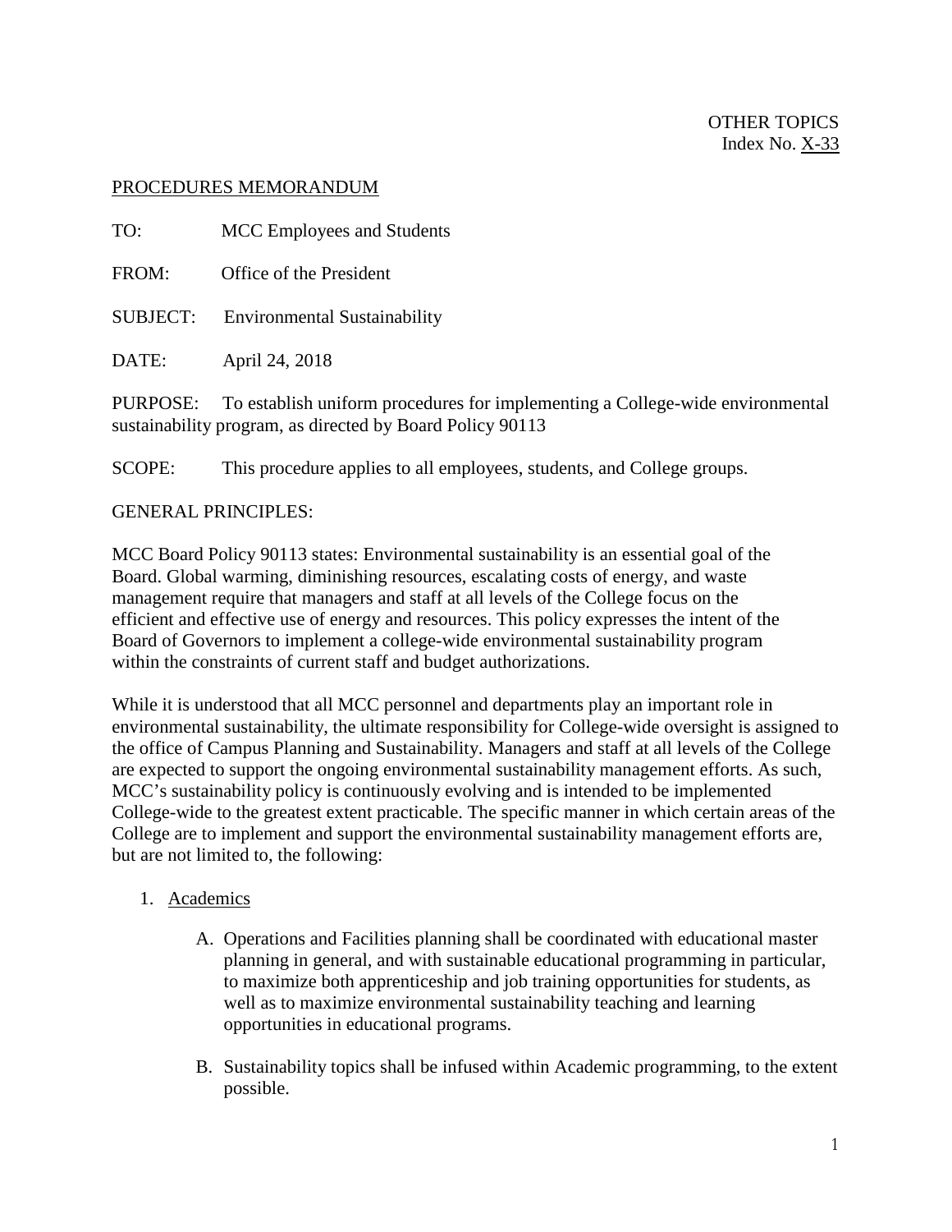OTHER TOPICS
Index No. X-33

PROCEDURES MEMORANDUM

TO: MCC Employees and Students

FROM: Office of the President

SUBJECT: Environmental Sustainability

DATE: April 24, 2018

PURPOSE: To establish uniform procedures for implementing a College-wide environmental sustainability program, as directed by Board Policy 90113

SCOPE: This procedure applies to all employees, students, and College groups.

GENERAL PRINCIPLES:

MCC Board Policy 90113 states: Environmental sustainability is an essential goal of the Board. Global warming, diminishing resources, escalating costs of energy, and waste management require that managers and staff at all levels of the College focus on the efficient and effective use of energy and resources. This policy expresses the intent of the Board of Governors to implement a college-wide environmental sustainability program within the constraints of current staff and budget authorizations.

While it is understood that all MCC personnel and departments play an important role in environmental sustainability, the ultimate responsibility for College-wide oversight is assigned to the office of Campus Planning and Sustainability. Managers and staff at all levels of the College are expected to support the ongoing environmental sustainability management efforts. As such, MCC's sustainability policy is continuously evolving and is intended to be implemented College-wide to the greatest extent practicable. The specific manner in which certain areas of the College are to implement and support the environmental sustainability management efforts are, but are not limited to, the following:

1. Academics

    A. Operations and Facilities planning shall be coordinated with educational master planning in general, and with sustainable educational programming in particular, to maximize both apprenticeship and job training opportunities for students, as well as to maximize environmental sustainability teaching and learning opportunities in educational programs.

    B. Sustainability topics shall be infused within Academic programming, to the extent possible.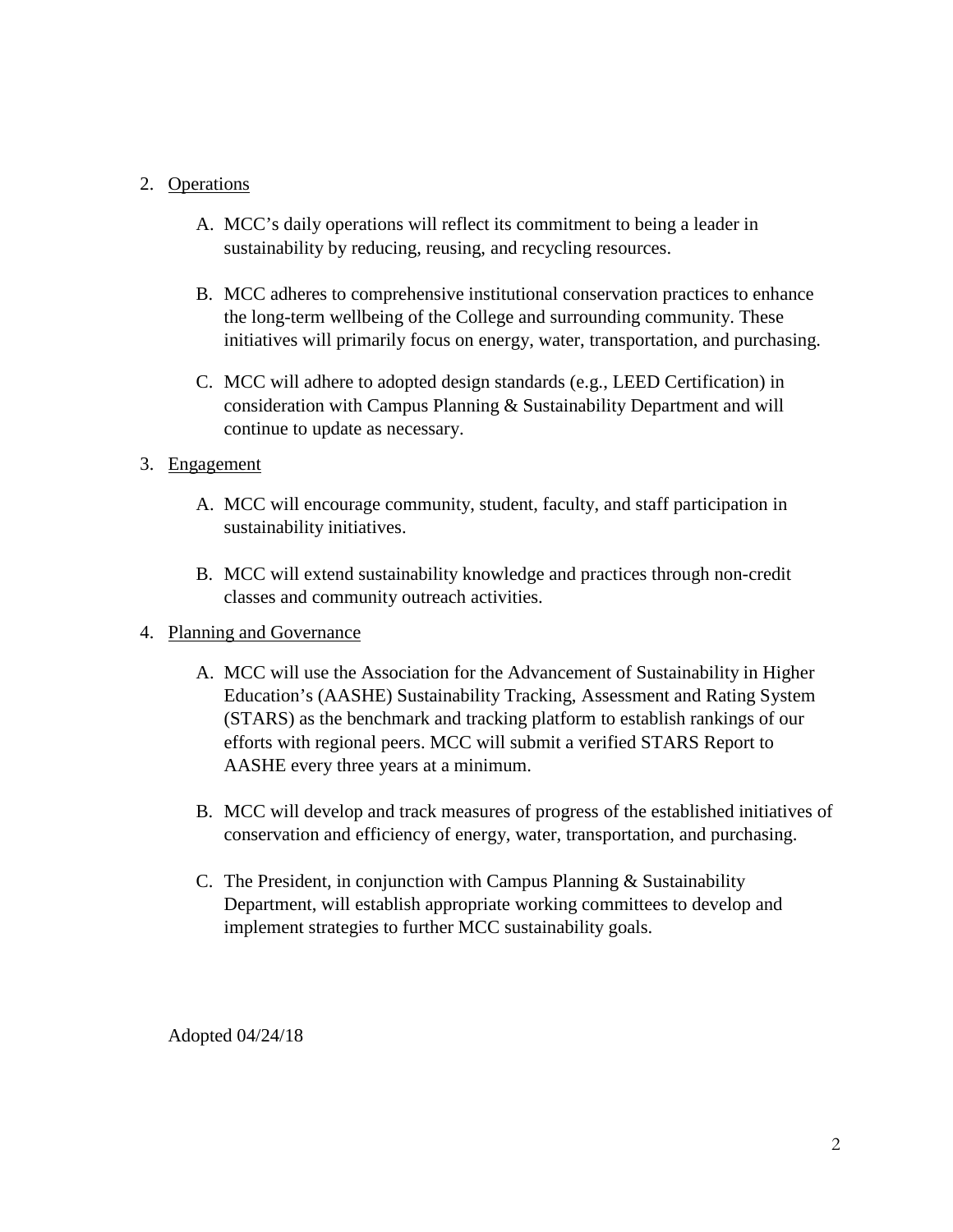2. <u>Operations</u>

   A. MCC's daily operations will reflect its commitment to being a leader in sustainability by reducing, reusing, and recycling resources.

   B. MCC adheres to comprehensive institutional conservation practices to enhance the long-term wellbeing of the College and surrounding community. These initiatives will primarily focus on energy, water, transportation, and purchasing.

   C. MCC will adhere to adopted design standards (e.g., LEED Certification) in consideration with Campus Planning & Sustainability Department and will continue to update as necessary.

3. <u>Engagement</u>

   A. MCC will encourage community, student, faculty, and staff participation in sustainability initiatives.

   B. MCC will extend sustainability knowledge and practices through non-credit classes and community outreach activities.

4. <u>Planning and Governance</u>

   A. MCC will use the Association for the Advancement of Sustainability in Higher Education's (AASHE) Sustainability Tracking, Assessment and Rating System (STARS) as the benchmark and tracking platform to establish rankings of our efforts with regional peers. MCC will submit a verified STARS Report to AASHE every three years at a minimum.

   B. MCC will develop and track measures of progress of the established initiatives of conservation and efficiency of energy, water, transportation, and purchasing.

   C. The President, in conjunction with Campus Planning & Sustainability Department, will establish appropriate working committees to develop and implement strategies to further MCC sustainability goals.

Adopted 04/24/18